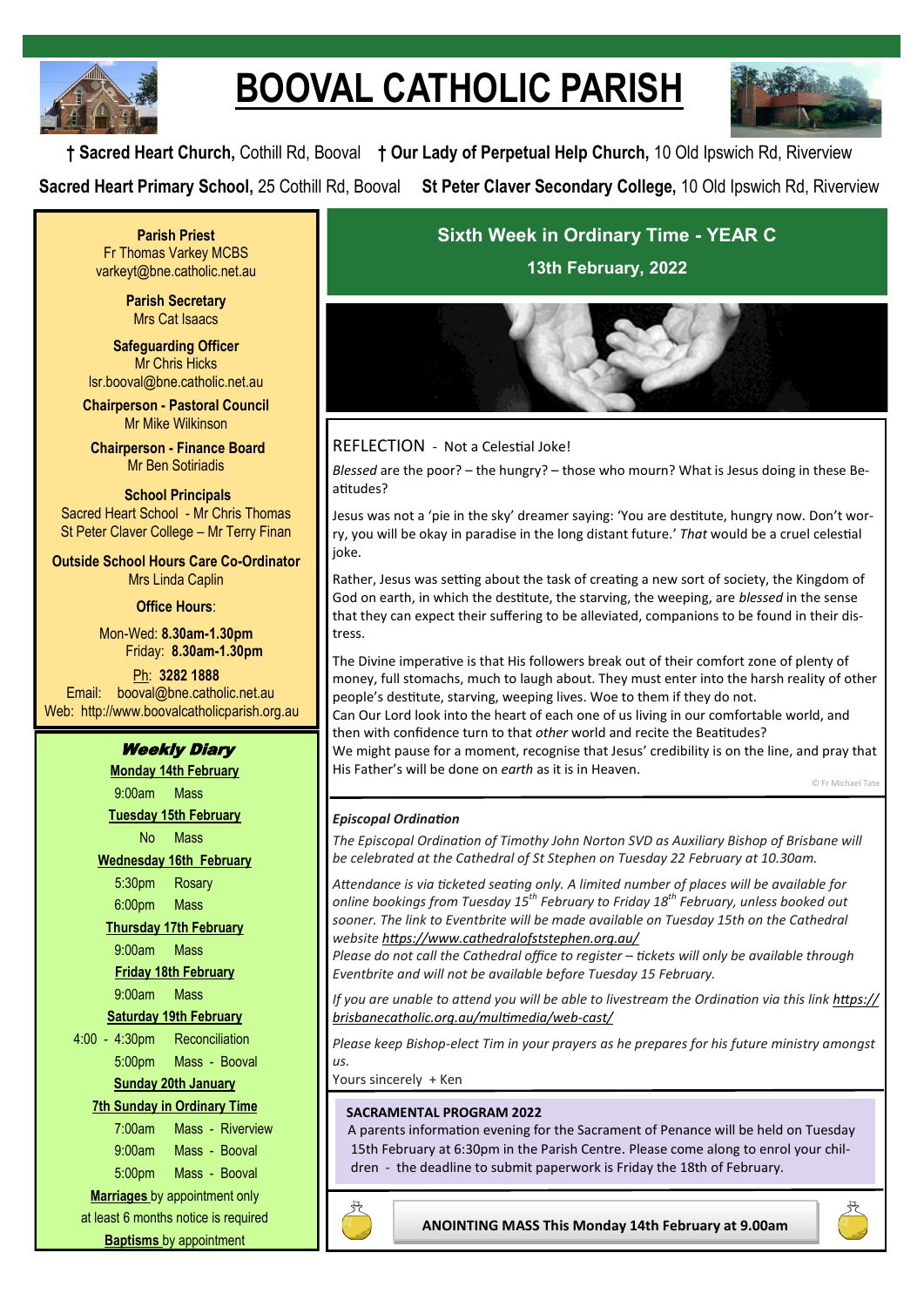# BOOVAL CATHOLIC PARISH

**† Sacred Heart Church,** Cothill Rd, Booval **† Our Lady of Perpetual Help Church,** 10 Old Ipswich Rd, Riverview

**Sacred Heart Primary School,** 25 Cothill Rd, Booval **St Peter Claver Secondary College,** 10 Old Ipswich Rd, Riverview

**Parish Priest**
Fr Thomas Varkey MCBS
varkeyt@bne.catholic.net.au

**Parish Secretary**
Mrs Cat Isaacs

**Safeguarding Officer**
Mr Chris Hicks
lsr.booval@bne.catholic.net.au

**Chairperson - Pastoral Council**
Mr Mike Wilkinson

**Chairperson - Finance Board**
Mr Ben Sotiriadis

**School Principals**
Sacred Heart School - Mr Chris Thomas
St Peter Claver College – Mr Terry Finan

**Outside School Hours Care Co-Ordinator**
Mrs Linda Caplin

**Office Hours**:

Mon-Wed: **8.30am-1.30pm**
Friday: **8.30am-1.30pm**

Ph: **3282 1888**
Email: booval@bne.catholic.net.au
Web: http://www.boovalcatholicparish.org.au

## Weekly Diary

**Monday 14th February**
9:00am Mass

**Tuesday 15th February**
No Mass

**Wednesday 16th February**
5:30pm Rosary
6:00pm Mass

**Thursday 17th February**
9:00am Mass

**Friday 18th February**
9:00am Mass

**Saturday 19th February**
4:00 - 4:30pm Reconciliation
5:00pm Mass - Booval

**Sunday 20th January**
**7th Sunday in Ordinary Time**
7:00am Mass - Riverview
9:00am Mass - Booval
5:00pm Mass - Booval

**Marriages** by appointment only
at least 6 months notice is required
**Baptisms** by appointment

## Sixth Week in Ordinary Time - YEAR C

**13th February, 2022**

### REFLECTION - Not a Celestial Joke!

*Blessed* are the poor? – the hungry? – those who mourn? What is Jesus doing in these Beatitudes?

Jesus was not a 'pie in the sky' dreamer saying: 'You are destitute, hungry now. Don't worry, you will be okay in paradise in the long distant future.' *That* would be a cruel celestial joke.

Rather, Jesus was setting about the task of creating a new sort of society, the Kingdom of God on earth, in which the destitute, the starving, the weeping, are *blessed* in the sense that they can expect their suffering to be alleviated, companions to be found in their distress.

The Divine imperative is that His followers break out of their comfort zone of plenty of money, full stomachs, much to laugh about. They must enter into the harsh reality of other people's destitute, starving, weeping lives. Woe to them if they do not.
Can Our Lord look into the heart of each one of us living in our comfortable world, and then with confidence turn to that *other* world and recite the Beatitudes?
We might pause for a moment, recognise that Jesus' credibility is on the line, and pray that His Father's will be done on *earth* as it is in Heaven.

© Fr Michael Tate

### *Episcopal Ordination*

*The Episcopal Ordination of Timothy John Norton SVD as Auxiliary Bishop of Brisbane will be celebrated at the Cathedral of St Stephen on Tuesday 22 February at 10.30am.*

*Attendance is via ticketed seating only. A limited number of places will be available for online bookings from Tuesday 15th February to Friday 18th February, unless booked out sooner. The link to Eventbrite will be made available on Tuesday 15th on the Cathedral website https://www.cathedralofststephen.org.au/*
*Please do not call the Cathedral office to register – tickets will only be available through Eventbrite and will not be available before Tuesday 15 February.*

*If you are unable to attend you will be able to livestream the Ordination via this link https://brisbanecatholic.org.au/multimedia/web-cast/*

*Please keep Bishop-elect Tim in your prayers as he prepares for his future ministry amongst us.*

Yours sincerely + Ken

### SACRAMENTAL PROGRAM 2022

A parents information evening for the Sacrament of Penance will be held on Tuesday 15th February at 6:30pm in the Parish Centre. Please come along to enrol your children - the deadline to submit paperwork is Friday the 18th of February.

**ANOINTING MASS This Monday 14th February at 9.00am**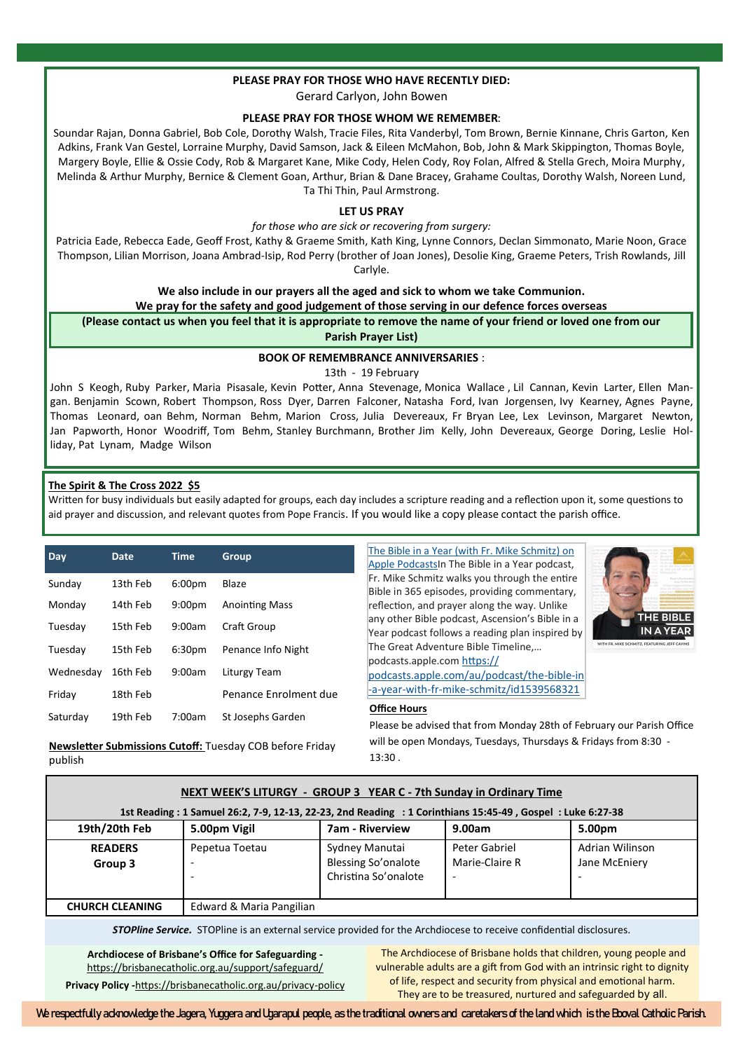**PLEASE PRAY FOR THOSE WHO HAVE RECENTLY DIED:**

Gerard Carlyon, John Bowen

**PLEASE PRAY FOR THOSE WHOM WE REMEMBER**:

Soundar Rajan, Donna Gabriel, Bob Cole, Dorothy Walsh, Tracie Files, Rita Vanderbyl, Tom Brown, Bernie Kinnane, Chris Garton, Ken Adkins, Frank Van Gestel, Lorraine Murphy, David Samson, Jack & Eileen McMahon, Bob, John & Mark Skippington, Thomas Boyle, Margery Boyle, Ellie & Ossie Cody, Rob & Margaret Kane, Mike Cody, Helen Cody, Roy Folan, Alfred & Stella Grech, Moira Murphy, Melinda & Arthur Murphy, Bernice & Clement Goan, Arthur, Brian & Dane Bracey, Grahame Coultas, Dorothy Walsh, Noreen Lund, Ta Thi Thin, Paul Armstrong.

**LET US PRAY**

*for those who are sick or recovering from surgery:*

Patricia Eade, Rebecca Eade, Geoff Frost, Kathy & Graeme Smith, Kath King, Lynne Connors, Declan Simmonato, Marie Noon, Grace Thompson, Lilian Morrison, Joana Ambrad-Isip, Rod Perry (brother of Joan Jones), Desolie King, Graeme Peters, Trish Rowlands, Jill Carlyle.

**We also include in our prayers all the aged and sick to whom we take Communion.**

**We pray for the safety and good judgement of those serving in our defence forces overseas**

**(Please contact us when you feel that it is appropriate to remove the name of your friend or loved one from our Parish Prayer List)**

**BOOK OF REMEMBRANCE ANNIVERSARIES** :

13th - 19 February

John S Keogh, Ruby Parker, Maria Pisasale, Kevin Potter, Anna Stevenage, Monica Wallace , Lil Cannan, Kevin Larter, Ellen Mangan. Benjamin Scown, Robert Thompson, Ross Dyer, Darren Falconer, Natasha Ford, Ivan Jorgensen, Ivy Kearney, Agnes Payne, Thomas Leonard, oan Behm, Norman Behm, Marion Cross, Julia Devereaux, Fr Bryan Lee, Lex Levinson, Margaret Newton, Jan Papworth, Honor Woodriff, Tom Behm, Stanley Burchmann, Brother Jim Kelly, John Devereaux, George Doring, Leslie Holliday, Pat Lynam, Madge Wilson

**The Spirit & The Cross 2022 $5**

Written for busy individuals but easily adapted for groups, each day includes a scripture reading and a reflection upon it, some questions to aid prayer and discussion, and relevant quotes from Pope Francis. If you would like a copy please contact the parish office.

| Day | Date | Time | Group |
|---|---|---|---|
| Sunday | 13th Feb | 6:00pm | Blaze |
| Monday | 14th Feb | 9:00pm | Anointing Mass |
| Tuesday | 15th Feb | 9:00am | Craft Group |
| Tuesday | 15th Feb | 6:30pm | Penance Info Night |
| Wednesday | 16th Feb | 9:00am | Liturgy Team |
| Friday | 18th Feb | | Penance Enrolment due |
| Saturday | 19th Feb | 7:00am | St Josephs Garden |

**Newsletter Submissions Cutoff:** Tuesday COB before Friday publish

The Bible in a Year (with Fr. Mike Schmitz) on Apple PodcastsIn The Bible in a Year podcast, Fr. Mike Schmitz walks you through the entire Bible in 365 episodes, providing commentary, reflection, and prayer along the way. Unlike any other Bible podcast, Ascension's Bible in a Year podcast follows a reading plan inspired by The Great Adventure Bible Timeline,… podcasts.apple.com https://podcasts.apple.com/au/podcast/the-bible-in-a-year-with-fr-mike-schmitz/id1539568321

**Office Hours**

Please be advised that from Monday 28th of February our Parish Office will be open Mondays, Tuesdays, Thursdays & Fridays from 8:30 - 13:30 .

**NEXT WEEK'S LITURGY - GROUP 3 YEAR C - 7th Sunday in Ordinary Time**

**1st Reading : 1 Samuel 26:2, 7-9, 12-13, 22-23, 2nd Reading : 1 Corinthians 15:45-49 , Gospel : Luke 6:27-38**

| 19th/20th Feb | 5.00pm Vigil | 7am - Riverview | 9.00am | 5.00pm |
|---|---|---|---|---|
| **READERS Group 3** | Pepetua Toetau<br>-<br>- | Sydney Manutai<br>Blessing So'onalote<br>Christina So'onalote | Peter Gabriel<br>Marie-Claire R<br>- | Adrian Wilinson<br>Jane McEniery<br>- |
| **CHURCH CLEANING** | Edward & Maria Pangilian | | | |

***STOPline Service.*** STOPline is an external service provided for the Archdiocese to receive confidential disclosures.

**Archdiocese of Brisbane's Office for Safeguarding -** https://brisbanecatholic.org.au/support/safeguard/

**Privacy Policy -**https://brisbanecatholic.org.au/privacy-policy

The Archdiocese of Brisbane holds that children, young people and vulnerable adults are a gift from God with an intrinsic right to dignity of life, respect and security from physical and emotional harm. They are to be treasured, nurtured and safeguarded by all.

We respectfully acknowledge the Jagera, Yuggera and Ugarapul people, as the traditional owners and caretakers of the land which is the Booval Catholic Parish.